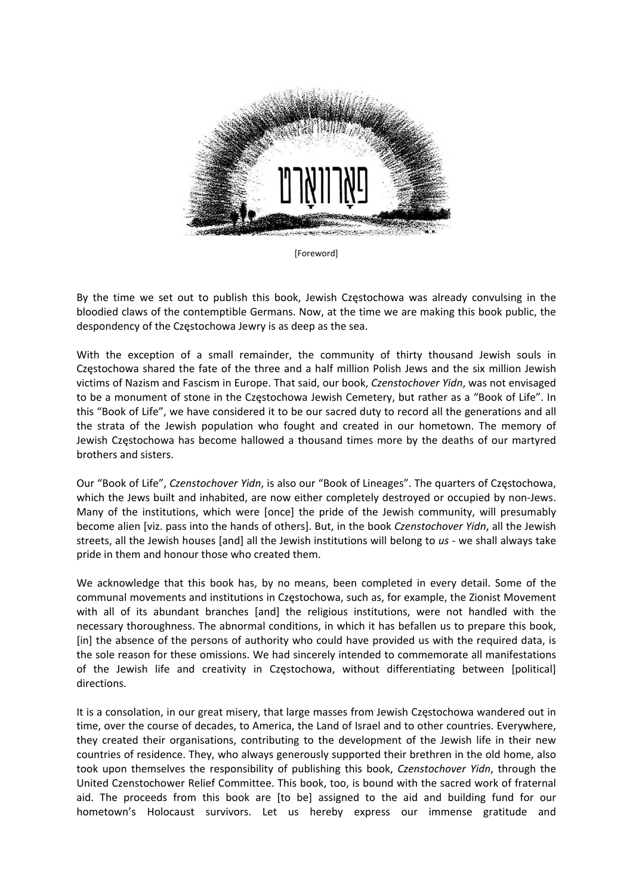# פאָרוואָרט

[Foreword]

By the time we set out to publish this book, Jewish Częstochowa was already convulsing in the bloodied claws of the contemptible Germans. Now, at the time we are making this book public, the despondency of the Częstochowa Jewry is as deep as the sea.

With the exception of a small remainder, the community of thirty thousand Jewish souls in Częstochowa shared the fate of the three and a half million Polish Jews and the six million Jewish victims of Nazism and Fascism in Europe. That said, our book, *Czenstochover Yidn*, was not envisaged to be a monument of stone in the Częstochowa Jewish Cemetery, but rather as a "Book of Life". In this "Book of Life", we have considered it to be our sacred duty to record all the generations and all the strata of the Jewish population who fought and created in our hometown. The memory of Jewish Częstochowa has become hallowed a thousand times more by the deaths of our martyred brothers and sisters.

Our "Book of Life", *Czenstochover Yidn*, is also our "Book of Lineages". The quarters of Częstochowa, which the Jews built and inhabited, are now either completely destroyed or occupied by non-Jews. Many of the institutions, which were [once] the pride of the Jewish community, will presumably become alien [viz. pass into the hands of others]. But, in the book *Czenstochover Yidn*, all the Jewish streets, all the Jewish houses [and] all the Jewish institutions will belong to *us* - we shall always take pride in them and honour those who created them.

We acknowledge that this book has, by no means, been completed in every detail. Some of the communal movements and institutions in Częstochowa, such as, for example, the Zionist Movement with all of its abundant branches [and] the religious institutions, were not handled with the necessary thoroughness. The abnormal conditions, in which it has befallen us to prepare this book, [in] the absence of the persons of authority who could have provided us with the required data, is the sole reason for these omissions. We had sincerely intended to commemorate all manifestations of the Jewish life and creativity in Częstochowa, without differentiating between [political] directions.

It is a consolation, in our great misery, that large masses from Jewish Częstochowa wandered out in time, over the course of decades, to America, the Land of Israel and to other countries. Everywhere, they created their organisations, contributing to the development of the Jewish life in their new countries of residence. They, who always generously supported their brethren in the old home, also took upon themselves the responsibility of publishing this book, *Czenstochover Yidn*, through the United Czenstochower Relief Committee. This book, too, is bound with the sacred work of fraternal aid. The proceeds from this book are [to be] assigned to the aid and building fund for our hometown's Holocaust survivors. Let us hereby express our immense gratitude and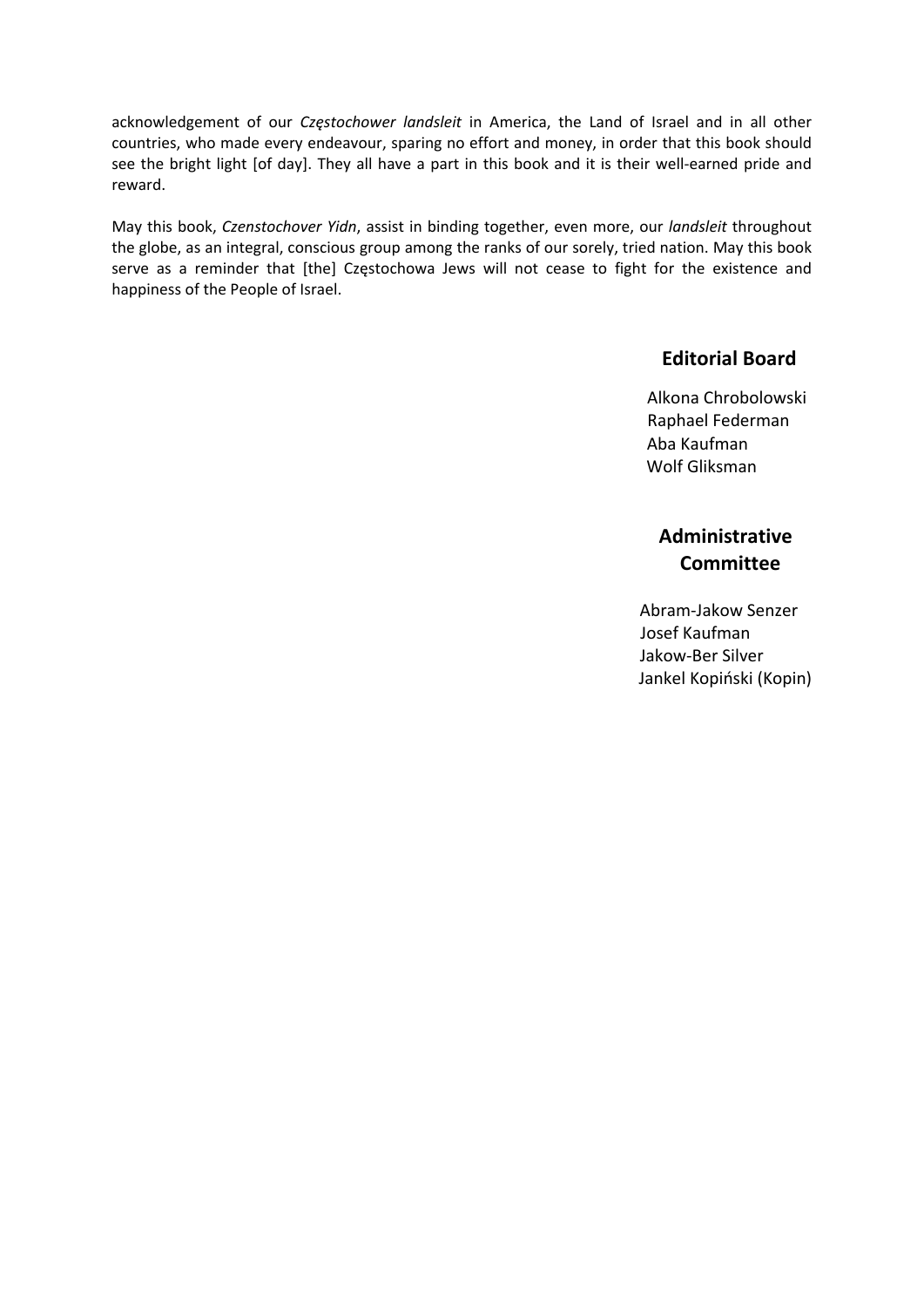acknowledgement of our *Częstochower landsleit* in America, the Land of Israel and in all other countries, who made every endeavour, sparing no effort and money, in order that this book should see the bright light [of day]. They all have a part in this book and it is their well-earned pride and reward.

May this book, *Czenstochover Yidn*, assist in binding together, even more, our *landsleit* throughout the globe, as an integral, conscious group among the ranks of our sorely, tried nation. May this book serve as a reminder that [the] Częstochowa Jews will not cease to fight for the existence and happiness of the People of Israel.

**Editorial Board**

Alkona Chrobolowski
Raphael Federman
Aba Kaufman
Wolf Gliksman

**Administrative Committee**

Abram-Jakow Senzer
Josef Kaufman
Jakow-Ber Silver
Jankel Kopiński (Kopin)